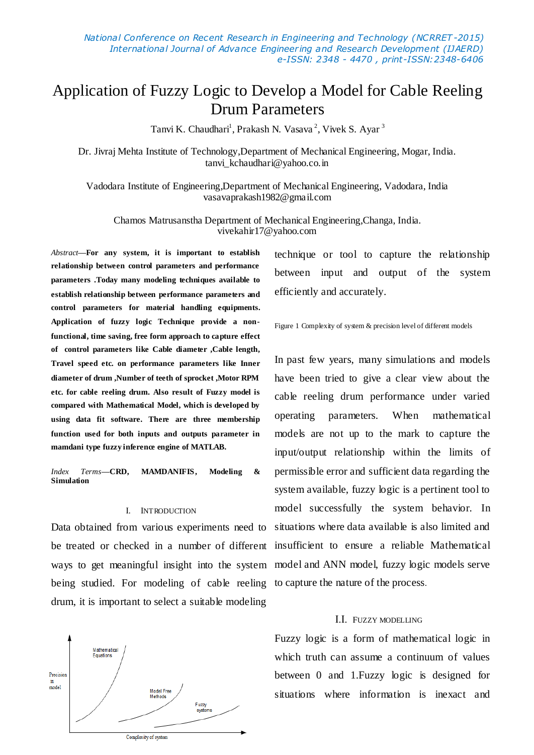# Application of Fuzzy Logic to Develop a Model for Cable Reeling Drum Parameters

Tanvi K. Chaudhari[1], Prakash N. Vasava[2], Vivek S. Ayar[3]

Dr. Jivraj Mehta Institute of Technology,Department of Mechanical Engineering, Mogar, India.
tanvi_kchaudhari@yahoo.co.in

Vadodara Institute of Engineering,Department of Mechanical Engineering, Vadodara, India
vasavaprakash1982@gmail.com

Chamos Matrusanstha Department of Mechanical Engineering,Changa, India.
vivekahir17@yahoo.com

*Abstract*—**For any system, it is important to establish relationship between control parameters and performance parameters .Today many modeling techniques available to establish relationship between performance parameters and control parameters for material handling equipments. Application of fuzzy logic Technique provide a non-functional, time saving, free form approach to capture effect of control parameters like Cable diameter ,Cable length, Travel speed etc. on performance parameters like Inner diameter of drum ,Number of teeth of sprocket ,Motor RPM etc. for cable reeling drum. Also result of Fuzzy model is compared with Mathematical Model, which is developed by using data fit software. There are three membership function used for both inputs and outputs parameter in mamdani type fuzzy inference engine of MATLAB.**

*Index Terms*—**CRD, MAMDANIFIS, Modeling & Simulation**

## I. Introduction

Data obtained from various experiments need to be treated or checked in a number of different ways to get meaningful insight into the system being studied. For modeling of cable reeling drum, it is important to select a suitable modeling technique or tool to capture the relationship between input and output of the system efficiently and accurately.

Figure 1 Complexity of system & precision level of different models

In past few years, many simulations and models have been tried to give a clear view about the cable reeling drum performance under varied operating parameters. When mathematical models are not up to the mark to capture the input/output relationship within the limits of permissible error and sufficient data regarding the system available, fuzzy logic is a pertinent tool to model successfully the system behavior. In situations where data available is also limited and insufficient to ensure a reliable Mathematical model and ANN model, fuzzy logic models serve to capture the nature of the process.

### I.I. Fuzzy Modelling

Fuzzy logic is a form of mathematical logic in which truth can assume a continuum of values between 0 and 1.Fuzzy logic is designed for situations where information is inexact and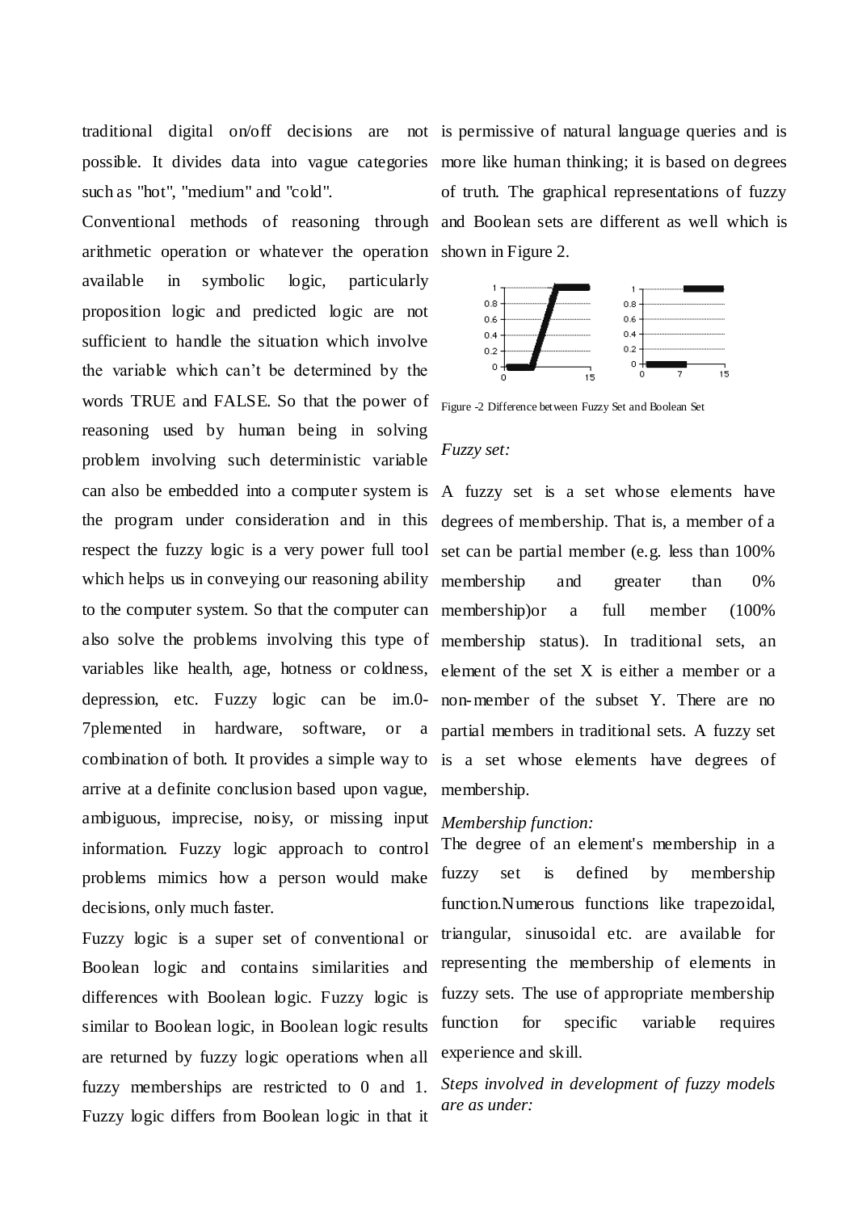traditional digital on/off decisions are not possible. It divides data into vague categories such as "hot", "medium" and "cold".

Conventional methods of reasoning through arithmetic operation or whatever the operation available in symbolic logic, particularly proposition logic and predicted logic are not sufficient to handle the situation which involve the variable which can't be determined by the words TRUE and FALSE. So that the power of reasoning used by human being in solving problem involving such deterministic variable can also be embedded into a computer system is the program under consideration and in this respect the fuzzy logic is a very power full tool which helps us in conveying our reasoning ability to the computer system. So that the computer can also solve the problems involving this type of variables like health, age, hotness or coldness, depression, etc. Fuzzy logic can be im.0-7plemented in hardware, software, or a combination of both. It provides a simple way to arrive at a definite conclusion based upon vague, ambiguous, imprecise, noisy, or missing input information. Fuzzy logic approach to control problems mimics how a person would make decisions, only much faster.

Fuzzy logic is a super set of conventional or Boolean logic and contains similarities and differences with Boolean logic. Fuzzy logic is similar to Boolean logic, in Boolean logic results are returned by fuzzy logic operations when all fuzzy memberships are restricted to 0 and 1. Fuzzy logic differs from Boolean logic in that it is permissive of natural language queries and is more like human thinking; it is based on degrees of truth. The graphical representations of fuzzy and Boolean sets are different as well which is shown in Figure 2.

Figure -2 Difference between Fuzzy Set and Boolean Set

*Fuzzy set:*

A fuzzy set is a set whose elements have degrees of membership. That is, a member of a set can be partial member (e.g. less than 100% membership and greater than 0% membership)or a full member (100% membership status). In traditional sets, an element of the set X is either a member or a non-member of the subset Y. There are no partial members in traditional sets. A fuzzy set is a set whose elements have degrees of membership.

*Membership function:*

The degree of an element's membership in a fuzzy set is defined by membership function.Numerous functions like trapezoidal, triangular, sinusoidal etc. are available for representing the membership of elements in fuzzy sets. The use of appropriate membership function for specific variable requires experience and skill.

*Steps involved in development of fuzzy models are as under:*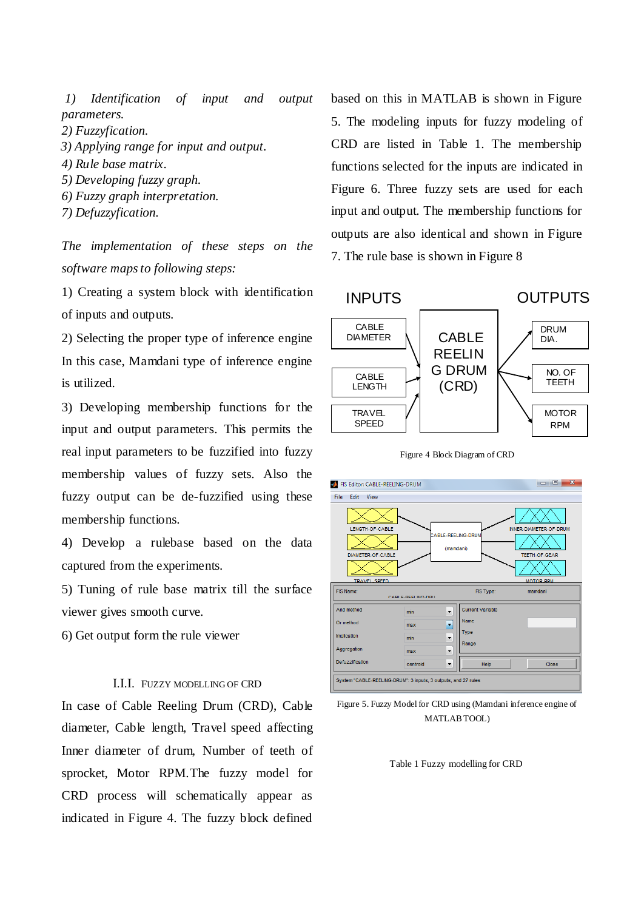*1) Identification of input and output parameters.*
*2) Fuzzyfication.*
*3) Applying range for input and output.*
*4) Rule base matrix.*
*5) Developing fuzzy graph.*
*6) Fuzzy graph interpretation.*
*7) Defuzzyfication.*

*The implementation of these steps on the software maps to following steps:*

1) Creating a system block with identification of inputs and outputs.

2) Selecting the proper type of inference engine In this case, Mamdani type of inference engine is utilized.

3) Developing membership functions for the input and output parameters. This permits the real input parameters to be fuzzified into fuzzy membership values of fuzzy sets. Also the fuzzy output can be de-fuzzified using these membership functions.

4) Develop a rulebase based on the data captured from the experiments.

5) Tuning of rule base matrix till the surface viewer gives smooth curve.

6) Get output form the rule viewer

### I.I.I. FUZZY MODELLING OF CRD

In case of Cable Reeling Drum (CRD), Cable diameter, Cable length, Travel speed affecting Inner diameter of drum, Number of teeth of sprocket, Motor RPM.The fuzzy model for CRD process will schematically appear as indicated in Figure 4. The fuzzy block defined based on this in MATLAB is shown in Figure 5. The modeling inputs for fuzzy modeling of CRD are listed in Table 1. The membership functions selected for the inputs are indicated in Figure 6. Three fuzzy sets are used for each input and output. The membership functions for outputs are also identical and shown in Figure 7. The rule base is shown in Figure 8

INPUTS — CABLE DIAMETER, CABLE LENGTH, TRAVEL SPEED → CABLE REELING DRUM (CRD) → OUTPUTS — DRUM DIA., NO. OF TEETH, MOTOR RPM

Figure 4 Block Diagram of CRD

Figure 5. Fuzzy Model for CRD using (Mamdani inference engine of MATLAB TOOL)

Table 1 Fuzzy modelling for CRD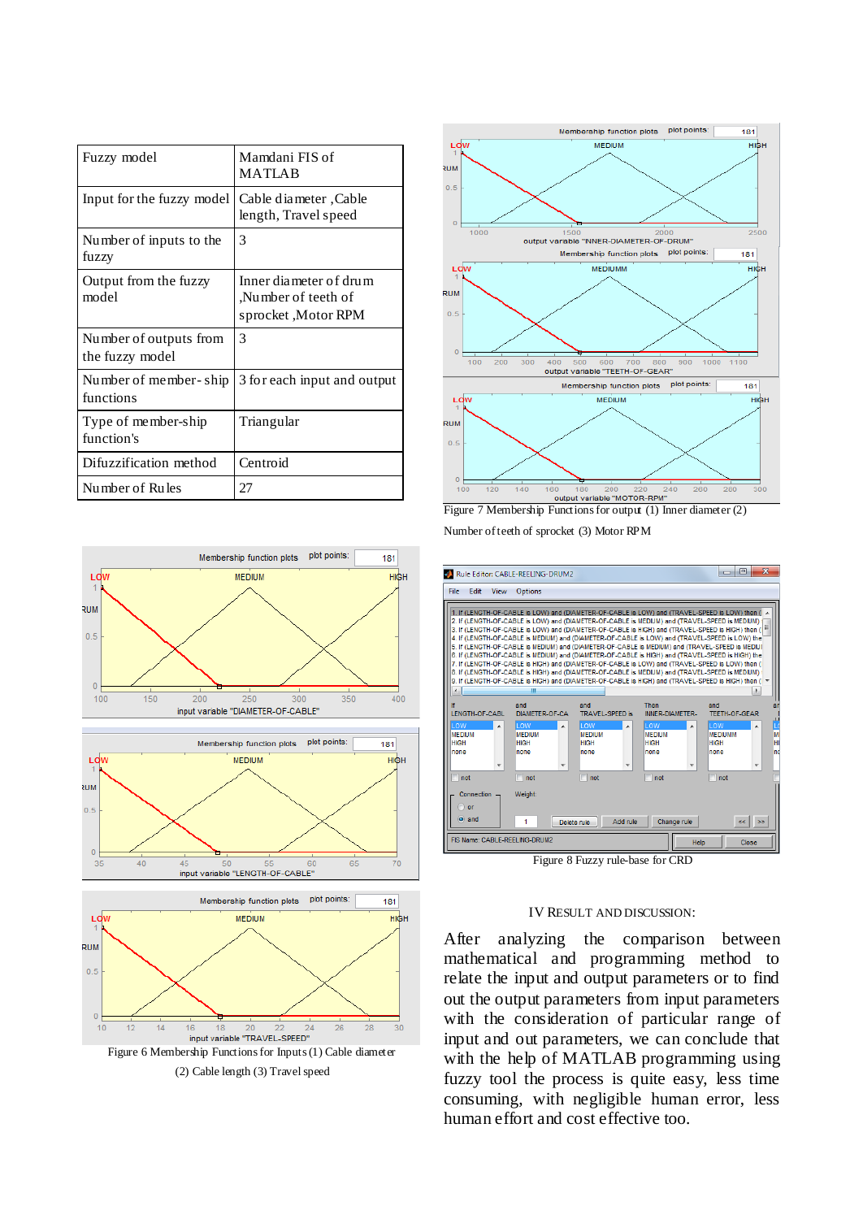| Fuzzy model | Mamdani FIS of MATLAB |
|---|---|
| Input for the fuzzy model | Cable diameter ,Cable length, Travel speed |
| Number of inputs to the fuzzy | 3 |
| Output from the fuzzy model | Inner diameter of drum ,Number of teeth of sprocket ,Motor RPM |
| Number of outputs from the fuzzy model | 3 |
| Number of member- ship functions | 3 for each input and output |
| Type of member-ship function's | Triangular |
| Difuzzification method | Centroid |
| Number of Rules | 27 |

Figure 6 Membership Functions for Inputs (1) Cable diameter (2) Cable length (3) Travel speed

Figure 7 Membership Functions for output (1) Inner diameter (2) Number of teeth of sprocket (3) Motor RPM

Figure 8 Fuzzy rule-base for CRD

## IV RESULT AND DISCUSSION:

After analyzing the comparison between mathematical and programming method to relate the input and output parameters or to find out the output parameters from input parameters with the consideration of particular range of input and out parameters, we can conclude that with the help of MATLAB programming using fuzzy tool the process is quite easy, less time consuming, with negligible human error, less human effort and cost effective too.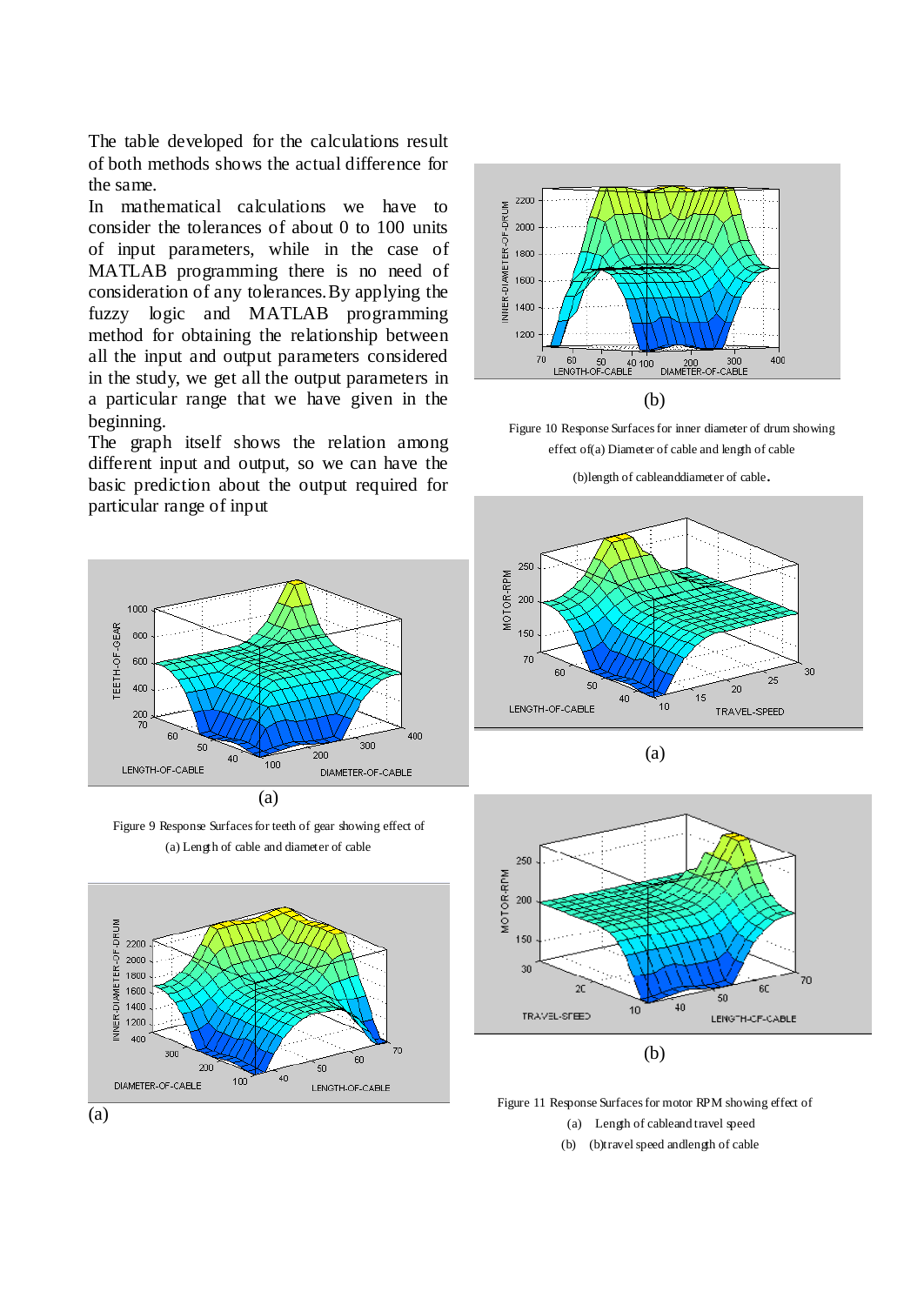The table developed for the calculations result of both methods shows the actual difference for the same.

In mathematical calculations we have to consider the tolerances of about 0 to 100 units of input parameters, while in the case of MATLAB programming there is no need of consideration of any tolerances. By applying the fuzzy logic and MATLAB programming method for obtaining the relationship between all the input and output parameters considered in the study, we get all the output parameters in a particular range that we have given in the beginning.

The graph itself shows the relation among different input and output, so we can have the basic prediction about the output required for particular range of input

(a)

Figure 9 Response Surfaces for teeth of gear showing effect of (a) Length of cable and diameter of cable

(a)

(b)

Figure 10 Response Surfaces for inner diameter of drum showing effect of(a) Diameter of cable and length of cable (b)length of cableanddiameter of cable.

(a)

(b)

Figure 11 Response Surfaces for motor RPM showing effect of

(a) Length of cableand travel speed
(b) (b)travel speed andlength of cable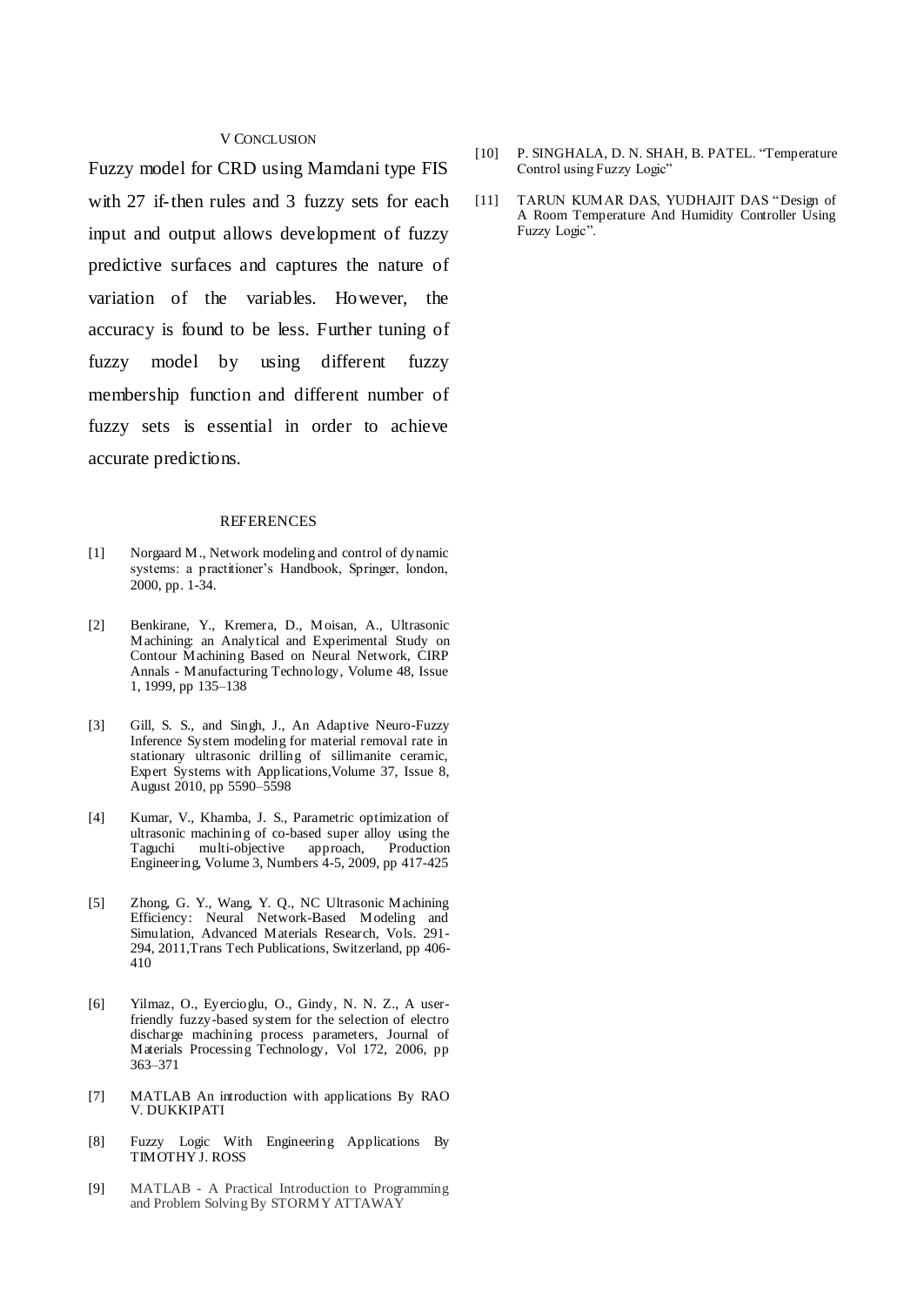## V Conclusion

Fuzzy model for CRD using Mamdani type FIS with 27 if-then rules and 3 fuzzy sets for each input and output allows development of fuzzy predictive surfaces and captures the nature of variation of the variables. However, the accuracy is found to be less. Further tuning of fuzzy model by using different fuzzy membership function and different number of fuzzy sets is essential in order to achieve accurate predictions.

## REFERENCES

[1] Norgaard M., Network modeling and control of dynamic systems: a practitioner's Handbook, Springer, london, 2000, pp. 1-34.

[2] Benkirane, Y., Kremera, D., Moisan, A., Ultrasonic Machining: an Analytical and Experimental Study on Contour Machining Based on Neural Network, CIRP Annals - Manufacturing Technology, Volume 48, Issue 1, 1999, pp 135–138

[3] Gill, S. S., and Singh, J., An Adaptive Neuro-Fuzzy Inference System modeling for material removal rate in stationary ultrasonic drilling of sillimanite ceramic, Expert Systems with Applications,Volume 37, Issue 8, August 2010, pp 5590–5598

[4] Kumar, V., Khamba, J. S., Parametric optimization of ultrasonic machining of co-based super alloy using the Taguchi multi-objective approach, Production Engineering, Volume 3, Numbers 4-5, 2009, pp 417-425

[5] Zhong, G. Y., Wang, Y. Q., NC Ultrasonic Machining Efficiency: Neural Network-Based Modeling and Simulation, Advanced Materials Research, Vols. 291-294, 2011,Trans Tech Publications, Switzerland, pp 406-410

[6] Yilmaz, O., Eyercioglu, O., Gindy, N. N. Z., A user-friendly fuzzy-based system for the selection of electro discharge machining process parameters, Journal of Materials Processing Technology, Vol 172, 2006, pp 363–371

[7] MATLAB An introduction with applications By RAO V. DUKKIPATI

[8] Fuzzy Logic With Engineering Applications By TIMOTHY J. ROSS

[9] MATLAB - A Practical Introduction to Programming and Problem Solving By STORMY ATTAWAY

[10] P. SINGHALA, D. N. SHAH, B. PATEL. "Temperature Control using Fuzzy Logic"

[11] TARUN KUMAR DAS, YUDHAJIT DAS "Design of A Room Temperature And Humidity Controller Using Fuzzy Logic".